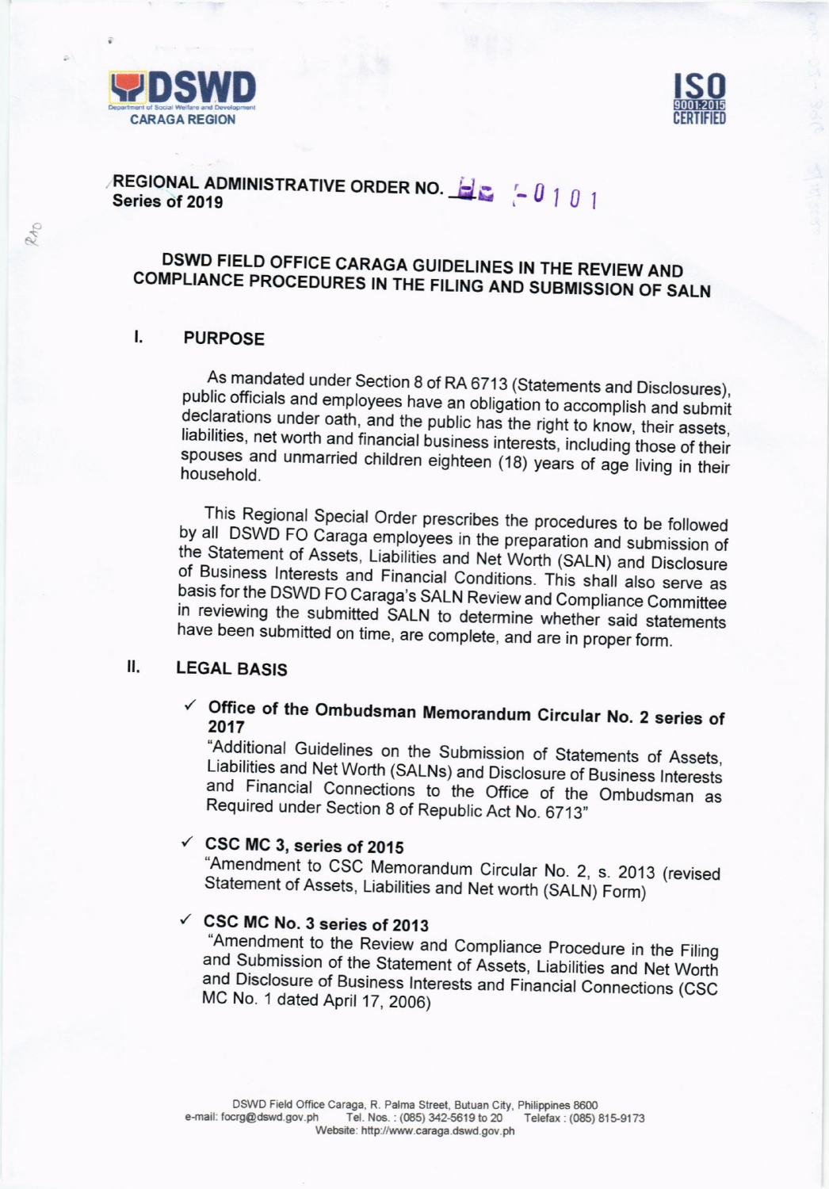DSWD
Department of Social Welfare and Development
CARAGA REGION

ISO 9001:2015 CERTIFIED

REGIONAL ADMINISTRATIVE ORDER NO. HE -0101
Series of 2019

# DSWD FIELD OFFICE CARAGA GUIDELINES IN THE REVIEW AND COMPLIANCE PROCEDURES IN THE FILING AND SUBMISSION OF SALN

## I. PURPOSE

As mandated under Section 8 of RA 6713 (Statements and Disclosures), public officials and employees have an obligation to accomplish and submit declarations under oath, and the public has the right to know, their assets, liabilities, net worth and financial business interests, including those of their spouses and unmarried children eighteen (18) years of age living in their household.

This Regional Special Order prescribes the procedures to be followed by all DSWD FO Caraga employees in the preparation and submission of the Statement of Assets, Liabilities and Net Worth (SALN) and Disclosure of Business Interests and Financial Conditions. This shall also serve as basis for the DSWD FO Caraga's SALN Review and Compliance Committee in reviewing the submitted SALN to determine whether said statements have been submitted on time, are complete, and are in proper form.

## II. LEGAL BASIS

- ✓ **Office of the Ombudsman Memorandum Circular No. 2 series of 2017**
  "Additional Guidelines on the Submission of Statements of Assets, Liabilities and Net Worth (SALNs) and Disclosure of Business Interests and Financial Connections to the Office of the Ombudsman as Required under Section 8 of Republic Act No. 6713"

- ✓ **CSC MC 3, series of 2015**
  "Amendment to CSC Memorandum Circular No. 2, s. 2013 (revised Statement of Assets, Liabilities and Net worth (SALN) Form)

- ✓ **CSC MC No. 3 series of 2013**
  "Amendment to the Review and Compliance Procedure in the Filing and Submission of the Statement of Assets, Liabilities and Net Worth and Disclosure of Business Interests and Financial Connections (CSC MC No. 1 dated April 17, 2006)

DSWD Field Office Caraga, R. Palma Street, Butuan City, Philippines 8600
e-mail: focrg@dswd.gov.ph Tel. Nos.: (085) 342-5619 to 20 Telefax: (085) 815-9173
Website: http://www.caraga.dswd.gov.ph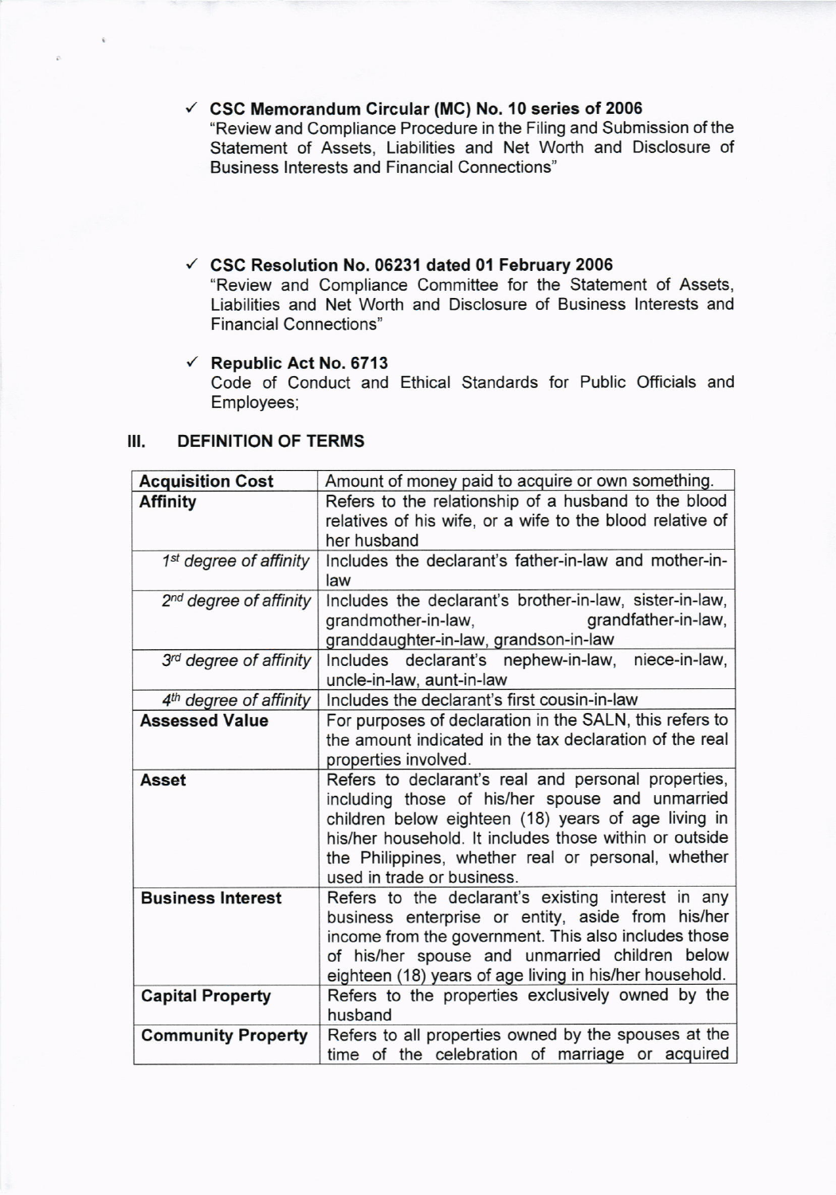- ✓ **CSC Memorandum Circular (MC) No. 10 series of 2006**
  "Review and Compliance Procedure in the Filing and Submission of the Statement of Assets, Liabilities and Net Worth and Disclosure of Business Interests and Financial Connections"

- ✓ **CSC Resolution No. 06231 dated 01 February 2006**
  "Review and Compliance Committee for the Statement of Assets, Liabilities and Net Worth and Disclosure of Business Interests and Financial Connections"

- ✓ **Republic Act No. 6713**
  Code of Conduct and Ethical Standards for Public Officials and Employees;

## III. DEFINITION OF TERMS

| | |
|---|---|
| **Acquisition Cost** | Amount of money paid to acquire or own something. |
| **Affinity** | Refers to the relationship of a husband to the blood relatives of his wife, or a wife to the blood relative of her husband |
| *1st degree of affinity* | Includes the declarant's father-in-law and mother-in-law |
| *2nd degree of affinity* | Includes the declarant's brother-in-law, sister-in-law, grandmother-in-law, grandfather-in-law, granddaughter-in-law, grandson-in-law |
| *3rd degree of affinity* | Includes declarant's nephew-in-law, niece-in-law, uncle-in-law, aunt-in-law |
| *4th degree of affinity* | Includes the declarant's first cousin-in-law |
| **Assessed Value** | For purposes of declaration in the SALN, this refers to the amount indicated in the tax declaration of the real properties involved. |
| **Asset** | Refers to declarant's real and personal properties, including those of his/her spouse and unmarried children below eighteen (18) years of age living in his/her household. It includes those within or outside the Philippines, whether real or personal, whether used in trade or business. |
| **Business Interest** | Refers to the declarant's existing interest in any business enterprise or entity, aside from his/her income from the government. This also includes those of his/her spouse and unmarried children below eighteen (18) years of age living in his/her household. |
| **Capital Property** | Refers to the properties exclusively owned by the husband |
| **Community Property** | Refers to all properties owned by the spouses at the time of the celebration of marriage or acquired |